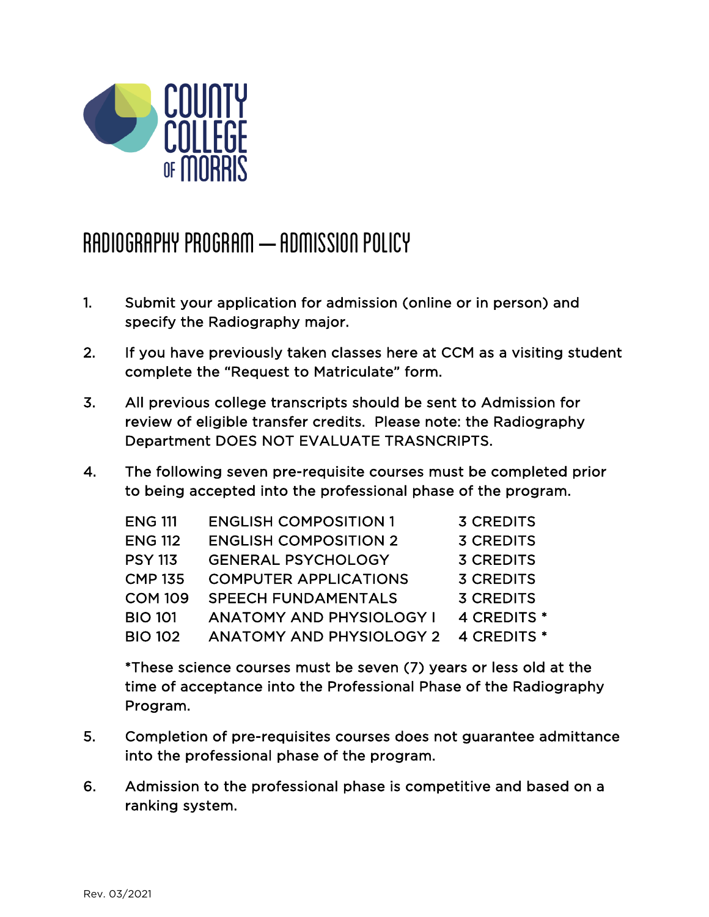COUNTY COLLEGE OF MORRIS

# RADIOGRAPHY PROGRAM — ADMISSION POLICY

1. Submit your application for admission (online or in person) and specify the Radiography major.

2. If you have previously taken classes here at CCM as a visiting student complete the "Request to Matriculate" form.

3. All previous college transcripts should be sent to Admission for review of eligible transfer credits. Please note: the Radiography Department DOES NOT EVALUATE TRASNCRIPTS.

4. The following seven pre-requisite courses must be completed prior to being accepted into the professional phase of the program.

| | | |
|---|---|---|
| ENG 111 | ENGLISH COMPOSITION 1 | 3 CREDITS |
| ENG 112 | ENGLISH COMPOSITION 2 | 3 CREDITS |
| PSY 113 | GENERAL PSYCHOLOGY | 3 CREDITS |
| CMP 135 | COMPUTER APPLICATIONS | 3 CREDITS |
| COM 109 | SPEECH FUNDAMENTALS | 3 CREDITS |
| BIO 101 | ANATOMY AND PHYSIOLOGY I | 4 CREDITS * |
| BIO 102 | ANATOMY AND PHYSIOLOGY 2 | 4 CREDITS * |

*These science courses must be seven (7) years or less old at the time of acceptance into the Professional Phase of the Radiography Program.

5. Completion of pre-requisites courses does not guarantee admittance into the professional phase of the program.

6. Admission to the professional phase is competitive and based on a ranking system.

Rev. 03/2021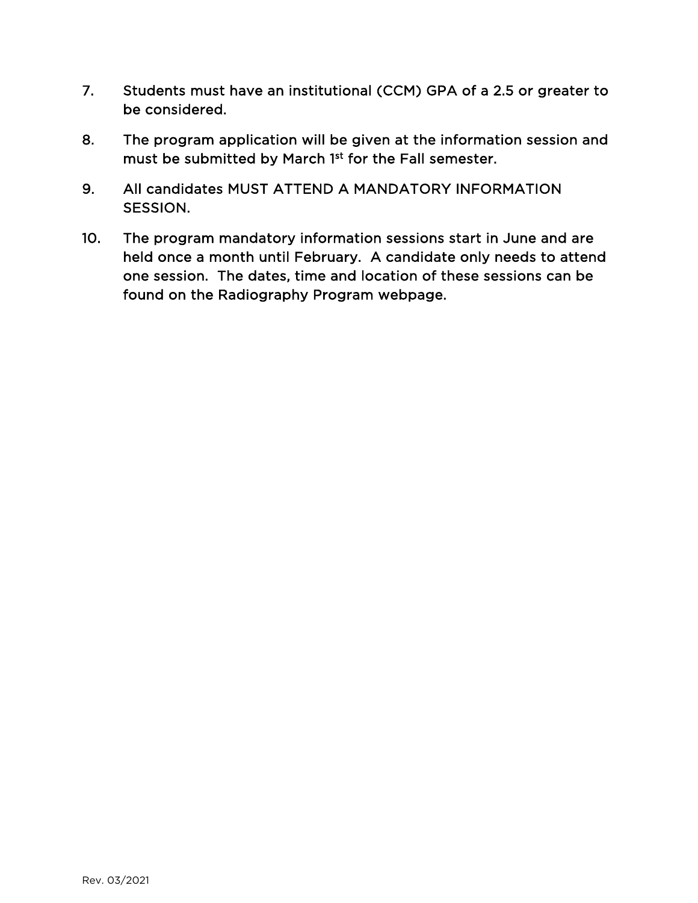7. Students must have an institutional (CCM) GPA of a 2.5 or greater to be considered.

8. The program application will be given at the information session and must be submitted by March 1st for the Fall semester.

9. All candidates MUST ATTEND A MANDATORY INFORMATION SESSION.

10. The program mandatory information sessions start in June and are held once a month until February. A candidate only needs to attend one session. The dates, time and location of these sessions can be found on the Radiography Program webpage.

Rev. 03/2021